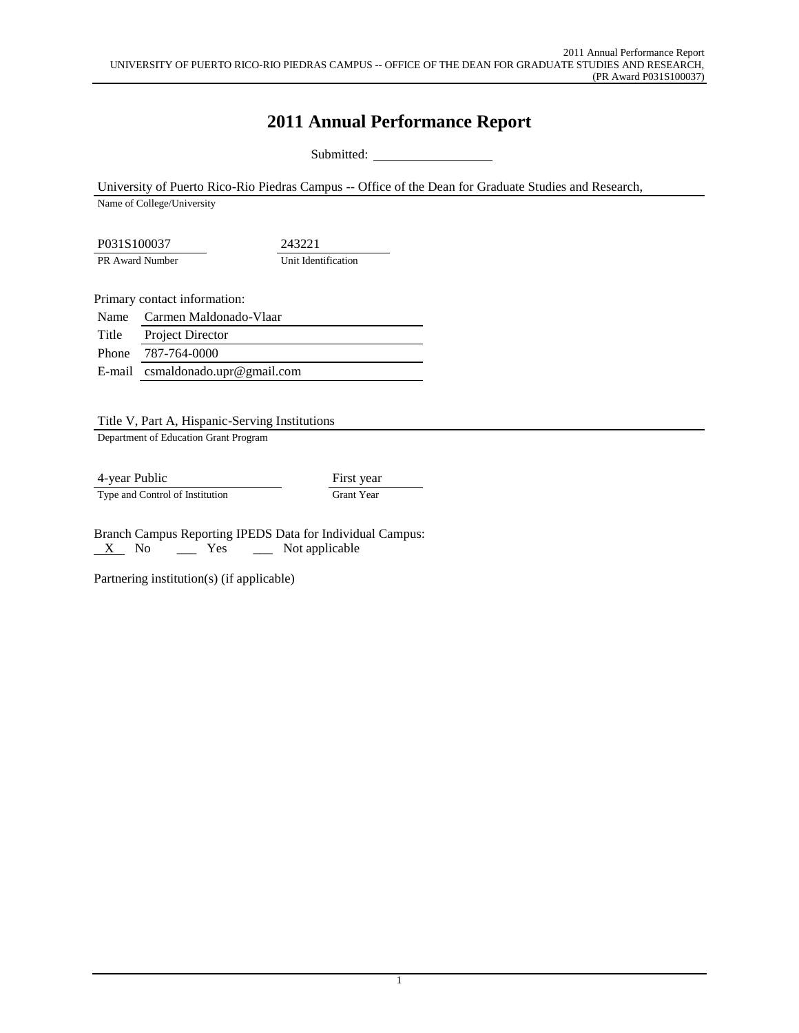# 2011 Annual Performance Report

Submitted: ____________

University of Puerto Rico-Rio Piedras Campus -- Office of the Dean for Graduate Studies and Research,
Name of College/University

P031S100037
PR Award Number

243221
Unit Identification

Primary contact information:

| | |
|---|---|
| Name | Carmen Maldonado-Vlaar |
| Title | Project Director |
| Phone | 787-764-0000 |
| E-mail | csmaldonado.upr@gmail.com |

Title V, Part A, Hispanic-Serving Institutions
Department of Education Grant Program

4-year Public
Type and Control of Institution

First year
Grant Year

Branch Campus Reporting IPEDS Data for Individual Campus:
_X_ No ___ Yes ___ Not applicable

Partnering institution(s) (if applicable)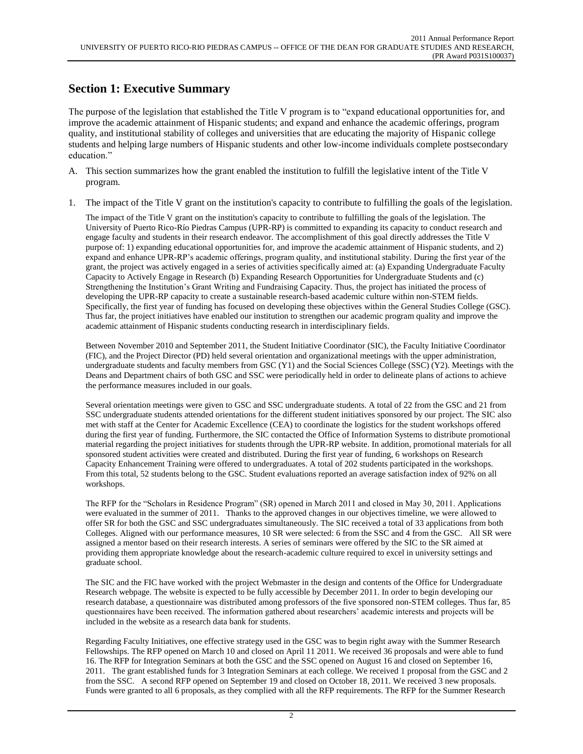## Section 1: Executive Summary

The purpose of the legislation that established the Title V program is to "expand educational opportunities for, and improve the academic attainment of Hispanic students; and expand and enhance the academic offerings, program quality, and institutional stability of colleges and universities that are educating the majority of Hispanic college students and helping large numbers of Hispanic students and other low-income individuals complete postsecondary education."

A. This section summarizes how the grant enabled the institution to fulfill the legislative intent of the Title V program.

1. The impact of the Title V grant on the institution's capacity to contribute to fulfilling the goals of the legislation.

The impact of the Title V grant on the institution's capacity to contribute to fulfilling the goals of the legislation. The University of Puerto Rico-Río Piedras Campus (UPR-RP) is committed to expanding its capacity to conduct research and engage faculty and students in their research endeavor. The accomplishment of this goal directly addresses the Title V purpose of: 1) expanding educational opportunities for, and improve the academic attainment of Hispanic students, and 2) expand and enhance UPR-RP's academic offerings, program quality, and institutional stability. During the first year of the grant, the project was actively engaged in a series of activities specifically aimed at: (a) Expanding Undergraduate Faculty Capacity to Actively Engage in Research (b) Expanding Research Opportunities for Undergraduate Students and (c) Strengthening the Institution's Grant Writing and Fundraising Capacity. Thus, the project has initiated the process of developing the UPR-RP capacity to create a sustainable research-based academic culture within non-STEM fields. Specifically, the first year of funding has focused on developing these objectives within the General Studies College (GSC). Thus far, the project initiatives have enabled our institution to strengthen our academic program quality and improve the academic attainment of Hispanic students conducting research in interdisciplinary fields.

Between November 2010 and September 2011, the Student Initiative Coordinator (SIC), the Faculty Initiative Coordinator (FIC), and the Project Director (PD) held several orientation and organizational meetings with the upper administration, undergraduate students and faculty members from GSC (Y1) and the Social Sciences College (SSC) (Y2). Meetings with the Deans and Department chairs of both GSC and SSC were periodically held in order to delineate plans of actions to achieve the performance measures included in our goals.

Several orientation meetings were given to GSC and SSC undergraduate students. A total of 22 from the GSC and 21 from SSC undergraduate students attended orientations for the different student initiatives sponsored by our project. The SIC also met with staff at the Center for Academic Excellence (CEA) to coordinate the logistics for the student workshops offered during the first year of funding. Furthermore, the SIC contacted the Office of Information Systems to distribute promotional material regarding the project initiatives for students through the UPR-RP website. In addition, promotional materials for all sponsored student activities were created and distributed. During the first year of funding, 6 workshops on Research Capacity Enhancement Training were offered to undergraduates. A total of 202 students participated in the workshops. From this total, 52 students belong to the GSC. Student evaluations reported an average satisfaction index of 92% on all workshops.

The RFP for the "Scholars in Residence Program" (SR) opened in March 2011 and closed in May 30, 2011. Applications were evaluated in the summer of 2011. Thanks to the approved changes in our objectives timeline, we were allowed to offer SR for both the GSC and SSC undergraduates simultaneously. The SIC received a total of 33 applications from both Colleges. Aligned with our performance measures, 10 SR were selected: 6 from the SSC and 4 from the GSC. All SR were assigned a mentor based on their research interests. A series of seminars were offered by the SIC to the SR aimed at providing them appropriate knowledge about the research-academic culture required to excel in university settings and graduate school.

The SIC and the FIC have worked with the project Webmaster in the design and contents of the Office for Undergraduate Research webpage. The website is expected to be fully accessible by December 2011. In order to begin developing our research database, a questionnaire was distributed among professors of the five sponsored non-STEM colleges. Thus far, 85 questionnaires have been received. The information gathered about researchers' academic interests and projects will be included in the website as a research data bank for students.

Regarding Faculty Initiatives, one effective strategy used in the GSC was to begin right away with the Summer Research Fellowships. The RFP opened on March 10 and closed on April 11 2011. We received 36 proposals and were able to fund 16. The RFP for Integration Seminars at both the GSC and the SSC opened on August 16 and closed on September 16, 2011. The grant established funds for 3 Integration Seminars at each college. We received 1 proposal from the GSC and 2 from the SSC. A second RFP opened on September 19 and closed on October 18, 2011. We received 3 new proposals. Funds were granted to all 6 proposals, as they complied with all the RFP requirements. The RFP for the Summer Research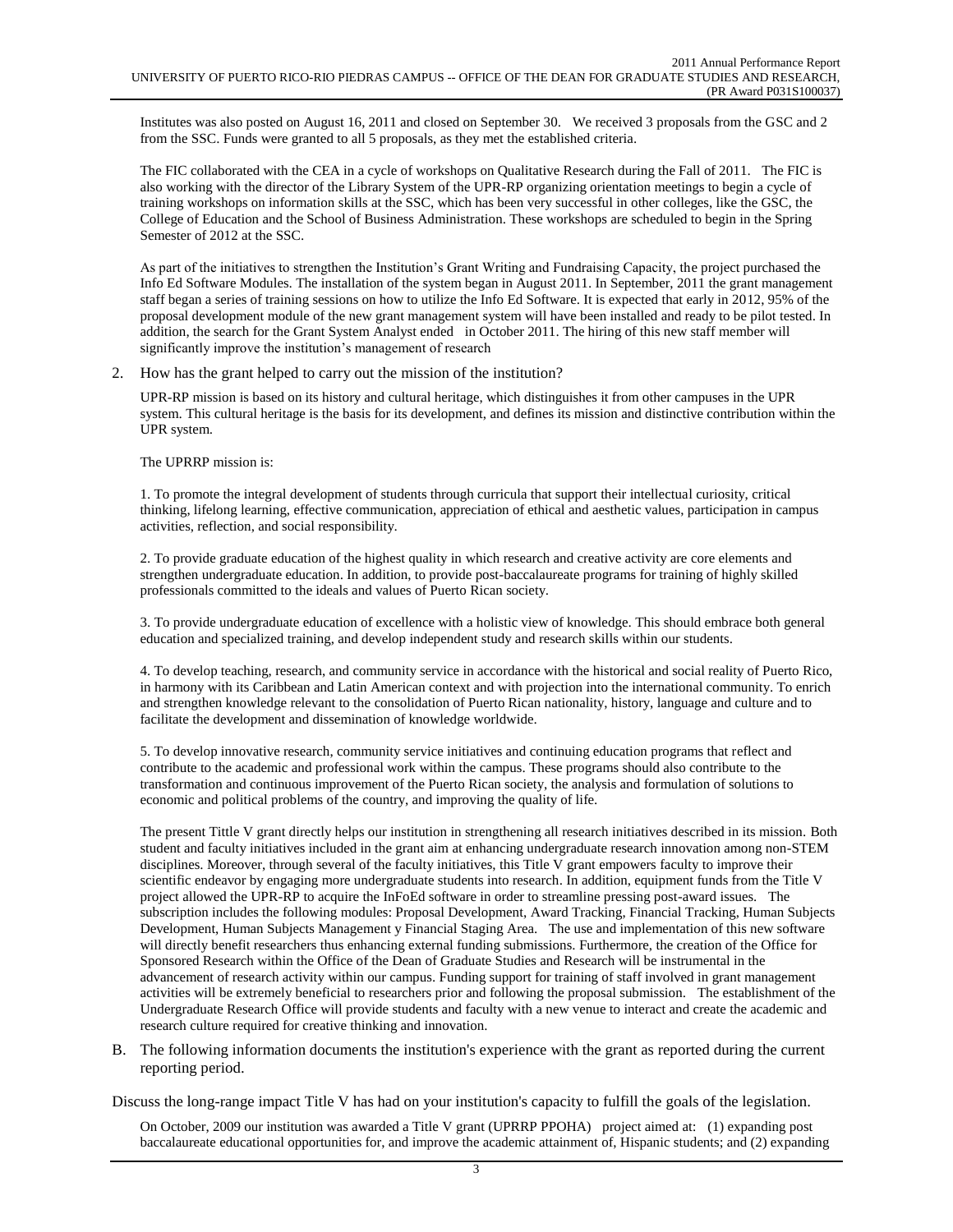Institutes was also posted on August 16, 2011 and closed on September 30. We received 3 proposals from the GSC and 2 from the SSC. Funds were granted to all 5 proposals, as they met the established criteria.

The FIC collaborated with the CEA in a cycle of workshops on Qualitative Research during the Fall of 2011. The FIC is also working with the director of the Library System of the UPR-RP organizing orientation meetings to begin a cycle of training workshops on information skills at the SSC, which has been very successful in other colleges, like the GSC, the College of Education and the School of Business Administration. These workshops are scheduled to begin in the Spring Semester of 2012 at the SSC.

As part of the initiatives to strengthen the Institution's Grant Writing and Fundraising Capacity, the project purchased the Info Ed Software Modules. The installation of the system began in August 2011. In September, 2011 the grant management staff began a series of training sessions on how to utilize the Info Ed Software. It is expected that early in 2012, 95% of the proposal development module of the new grant management system will have been installed and ready to be pilot tested. In addition, the search for the Grant System Analyst ended in October 2011. The hiring of this new staff member will significantly improve the institution's management of research

2. How has the grant helped to carry out the mission of the institution?

UPR-RP mission is based on its history and cultural heritage, which distinguishes it from other campuses in the UPR system. This cultural heritage is the basis for its development, and defines its mission and distinctive contribution within the UPR system.

The UPRRP mission is:

1. To promote the integral development of students through curricula that support their intellectual curiosity, critical thinking, lifelong learning, effective communication, appreciation of ethical and aesthetic values, participation in campus activities, reflection, and social responsibility.

2. To provide graduate education of the highest quality in which research and creative activity are core elements and strengthen undergraduate education. In addition, to provide post-baccalaureate programs for training of highly skilled professionals committed to the ideals and values of Puerto Rican society.

3. To provide undergraduate education of excellence with a holistic view of knowledge. This should embrace both general education and specialized training, and develop independent study and research skills within our students.

4. To develop teaching, research, and community service in accordance with the historical and social reality of Puerto Rico, in harmony with its Caribbean and Latin American context and with projection into the international community. To enrich and strengthen knowledge relevant to the consolidation of Puerto Rican nationality, history, language and culture and to facilitate the development and dissemination of knowledge worldwide.

5. To develop innovative research, community service initiatives and continuing education programs that reflect and contribute to the academic and professional work within the campus. These programs should also contribute to the transformation and continuous improvement of the Puerto Rican society, the analysis and formulation of solutions to economic and political problems of the country, and improving the quality of life.

The present Tittle V grant directly helps our institution in strengthening all research initiatives described in its mission. Both student and faculty initiatives included in the grant aim at enhancing undergraduate research innovation among non-STEM disciplines. Moreover, through several of the faculty initiatives, this Title V grant empowers faculty to improve their scientific endeavor by engaging more undergraduate students into research. In addition, equipment funds from the Title V project allowed the UPR-RP to acquire the InFoEd software in order to streamline pressing post-award issues. The subscription includes the following modules: Proposal Development, Award Tracking, Financial Tracking, Human Subjects Development, Human Subjects Management y Financial Staging Area. The use and implementation of this new software will directly benefit researchers thus enhancing external funding submissions. Furthermore, the creation of the Office for Sponsored Research within the Office of the Dean of Graduate Studies and Research will be instrumental in the advancement of research activity within our campus. Funding support for training of staff involved in grant management activities will be extremely beneficial to researchers prior and following the proposal submission. The establishment of the Undergraduate Research Office will provide students and faculty with a new venue to interact and create the academic and research culture required for creative thinking and innovation.

B. The following information documents the institution's experience with the grant as reported during the current reporting period.

Discuss the long-range impact Title V has had on your institution's capacity to fulfill the goals of the legislation.

On October, 2009 our institution was awarded a Title V grant (UPRRP PPOHA) project aimed at: (1) expanding post baccalaureate educational opportunities for, and improve the academic attainment of, Hispanic students; and (2) expanding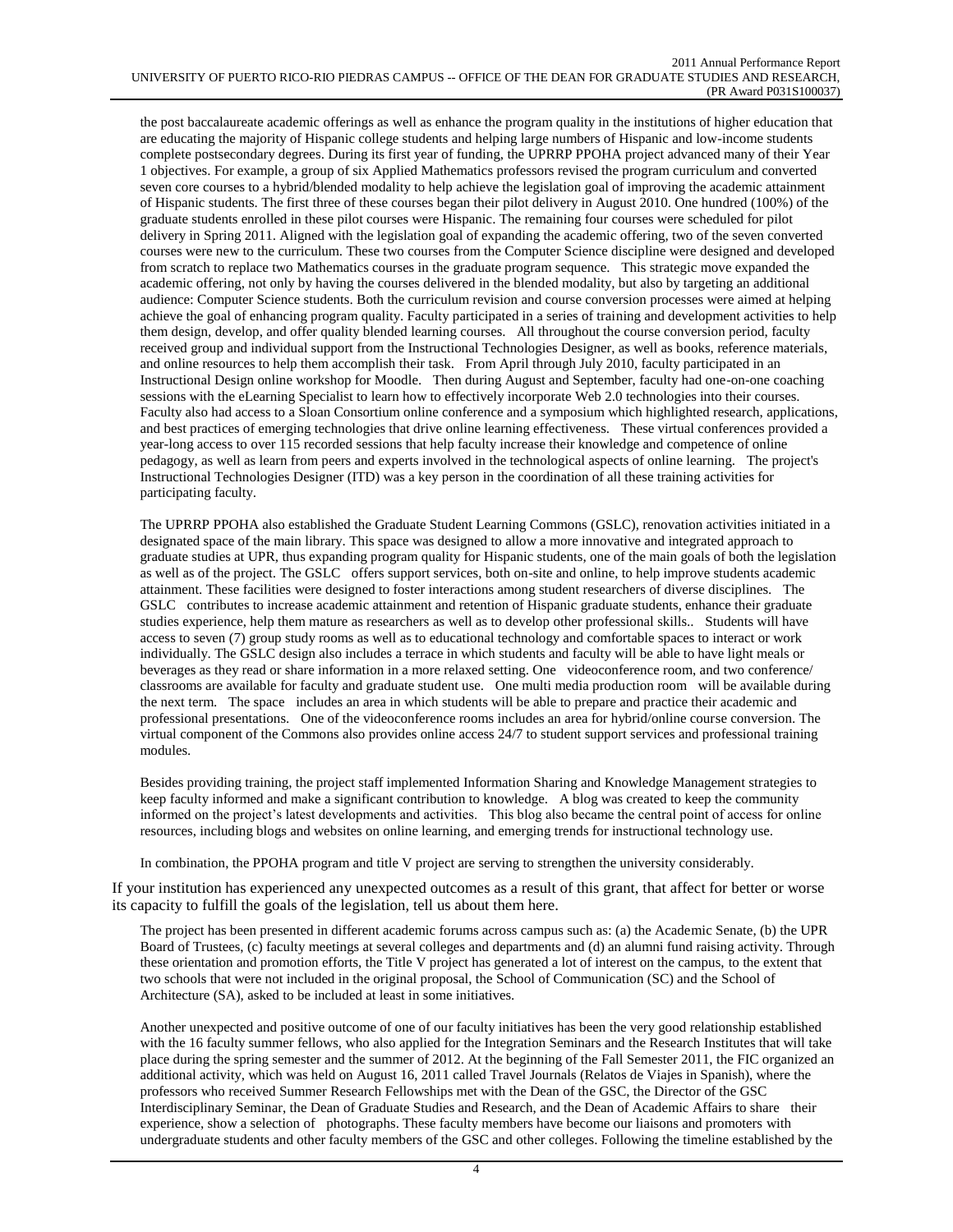the post baccalaureate academic offerings as well as enhance the program quality in the institutions of higher education that are educating the majority of Hispanic college students and helping large numbers of Hispanic and low-income students complete postsecondary degrees. During its first year of funding, the UPRRP PPOHA project advanced many of their Year 1 objectives. For example, a group of six Applied Mathematics professors revised the program curriculum and converted seven core courses to a hybrid/blended modality to help achieve the legislation goal of improving the academic attainment of Hispanic students. The first three of these courses began their pilot delivery in August 2010. One hundred (100%) of the graduate students enrolled in these pilot courses were Hispanic. The remaining four courses were scheduled for pilot delivery in Spring 2011. Aligned with the legislation goal of expanding the academic offering, two of the seven converted courses were new to the curriculum. These two courses from the Computer Science discipline were designed and developed from scratch to replace two Mathematics courses in the graduate program sequence. This strategic move expanded the academic offering, not only by having the courses delivered in the blended modality, but also by targeting an additional audience: Computer Science students. Both the curriculum revision and course conversion processes were aimed at helping achieve the goal of enhancing program quality. Faculty participated in a series of training and development activities to help them design, develop, and offer quality blended learning courses. All throughout the course conversion period, faculty received group and individual support from the Instructional Technologies Designer, as well as books, reference materials, and online resources to help them accomplish their task. From April through July 2010, faculty participated in an Instructional Design online workshop for Moodle. Then during August and September, faculty had one-on-one coaching sessions with the eLearning Specialist to learn how to effectively incorporate Web 2.0 technologies into their courses. Faculty also had access to a Sloan Consortium online conference and a symposium which highlighted research, applications, and best practices of emerging technologies that drive online learning effectiveness. These virtual conferences provided a year-long access to over 115 recorded sessions that help faculty increase their knowledge and competence of online pedagogy, as well as learn from peers and experts involved in the technological aspects of online learning. The project's Instructional Technologies Designer (ITD) was a key person in the coordination of all these training activities for participating faculty.

The UPRRP PPOHA also established the Graduate Student Learning Commons (GSLC), renovation activities initiated in a designated space of the main library. This space was designed to allow a more innovative and integrated approach to graduate studies at UPR, thus expanding program quality for Hispanic students, one of the main goals of both the legislation as well as of the project. The GSLC offers support services, both on-site and online, to help improve students academic attainment. These facilities were designed to foster interactions among student researchers of diverse disciplines. The GSLC contributes to increase academic attainment and retention of Hispanic graduate students, enhance their graduate studies experience, help them mature as researchers as well as to develop other professional skills.. Students will have access to seven (7) group study rooms as well as to educational technology and comfortable spaces to interact or work individually. The GSLC design also includes a terrace in which students and faculty will be able to have light meals or beverages as they read or share information in a more relaxed setting. One videoconference room, and two conference/ classrooms are available for faculty and graduate student use. One multi media production room will be available during the next term. The space includes an area in which students will be able to prepare and practice their academic and professional presentations. One of the videoconference rooms includes an area for hybrid/online course conversion. The virtual component of the Commons also provides online access 24/7 to student support services and professional training modules.

Besides providing training, the project staff implemented Information Sharing and Knowledge Management strategies to keep faculty informed and make a significant contribution to knowledge. A blog was created to keep the community informed on the project's latest developments and activities. This blog also became the central point of access for online resources, including blogs and websites on online learning, and emerging trends for instructional technology use.

In combination, the PPOHA program and title V project are serving to strengthen the university considerably.

If your institution has experienced any unexpected outcomes as a result of this grant, that affect for better or worse its capacity to fulfill the goals of the legislation, tell us about them here.

The project has been presented in different academic forums across campus such as: (a) the Academic Senate, (b) the UPR Board of Trustees, (c) faculty meetings at several colleges and departments and (d) an alumni fund raising activity. Through these orientation and promotion efforts, the Title V project has generated a lot of interest on the campus, to the extent that two schools that were not included in the original proposal, the School of Communication (SC) and the School of Architecture (SA), asked to be included at least in some initiatives.

Another unexpected and positive outcome of one of our faculty initiatives has been the very good relationship established with the 16 faculty summer fellows, who also applied for the Integration Seminars and the Research Institutes that will take place during the spring semester and the summer of 2012. At the beginning of the Fall Semester 2011, the FIC organized an additional activity, which was held on August 16, 2011 called Travel Journals (Relatos de Viajes in Spanish), where the professors who received Summer Research Fellowships met with the Dean of the GSC, the Director of the GSC Interdisciplinary Seminar, the Dean of Graduate Studies and Research, and the Dean of Academic Affairs to share their experience, show a selection of photographs. These faculty members have become our liaisons and promoters with undergraduate students and other faculty members of the GSC and other colleges. Following the timeline established by the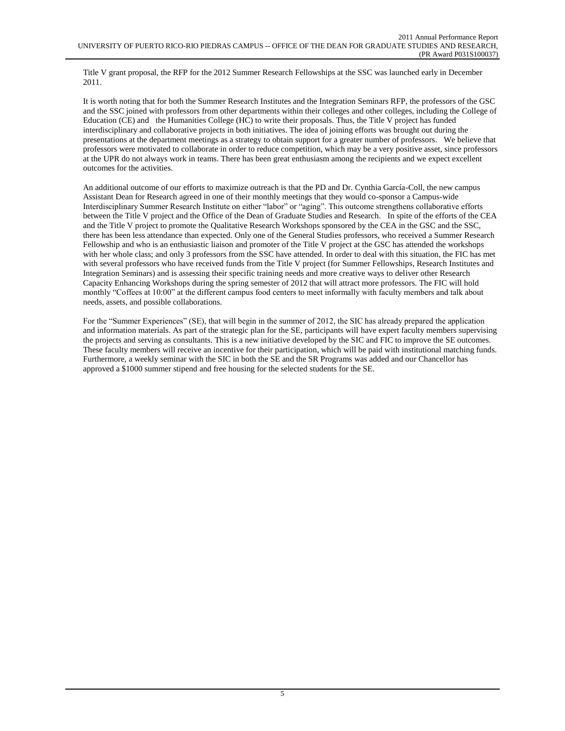Title V grant proposal, the RFP for the 2012 Summer Research Fellowships at the SSC was launched early in December 2011.

It is worth noting that for both the Summer Research Institutes and the Integration Seminars RFP, the professors of the GSC and the SSC joined with professors from other departments within their colleges and other colleges, including the College of Education (CE) and the Humanities College (HC) to write their proposals. Thus, the Title V project has funded interdisciplinary and collaborative projects in both initiatives. The idea of joining efforts was brought out during the presentations at the department meetings as a strategy to obtain support for a greater number of professors. We believe that professors were motivated to collaborate in order to reduce competition, which may be a very positive asset, since professors at the UPR do not always work in teams. There has been great enthusiasm among the recipients and we expect excellent outcomes for the activities.

An additional outcome of our efforts to maximize outreach is that the PD and Dr. Cynthia García-Coll, the new campus Assistant Dean for Research agreed in one of their monthly meetings that they would co-sponsor a Campus-wide Interdisciplinary Summer Research Institute on either "labor" or "aging". This outcome strengthens collaborative efforts between the Title V project and the Office of the Dean of Graduate Studies and Research. In spite of the efforts of the CEA and the Title V project to promote the Qualitative Research Workshops sponsored by the CEA in the GSC and the SSC, there has been less attendance than expected. Only one of the General Studies professors, who received a Summer Research Fellowship and who is an enthusiastic liaison and promoter of the Title V project at the GSC has attended the workshops with her whole class; and only 3 professors from the SSC have attended. In order to deal with this situation, the FIC has met with several professors who have received funds from the Title V project (for Summer Fellowships, Research Institutes and Integration Seminars) and is assessing their specific training needs and more creative ways to deliver other Research Capacity Enhancing Workshops during the spring semester of 2012 that will attract more professors. The FIC will hold monthly "Coffees at 10:00" at the different campus food centers to meet informally with faculty members and talk about needs, assets, and possible collaborations.

For the "Summer Experiences" (SE), that will begin in the summer of 2012, the SIC has already prepared the application and information materials. As part of the strategic plan for the SE, participants will have expert faculty members supervising the projects and serving as consultants. This is a new initiative developed by the SIC and FIC to improve the SE outcomes. These faculty members will receive an incentive for their participation, which will be paid with institutional matching funds. Furthermore, a weekly seminar with the SIC in both the SE and the SR Programs was added and our Chancellor has approved a $1000 summer stipend and free housing for the selected students for the SE.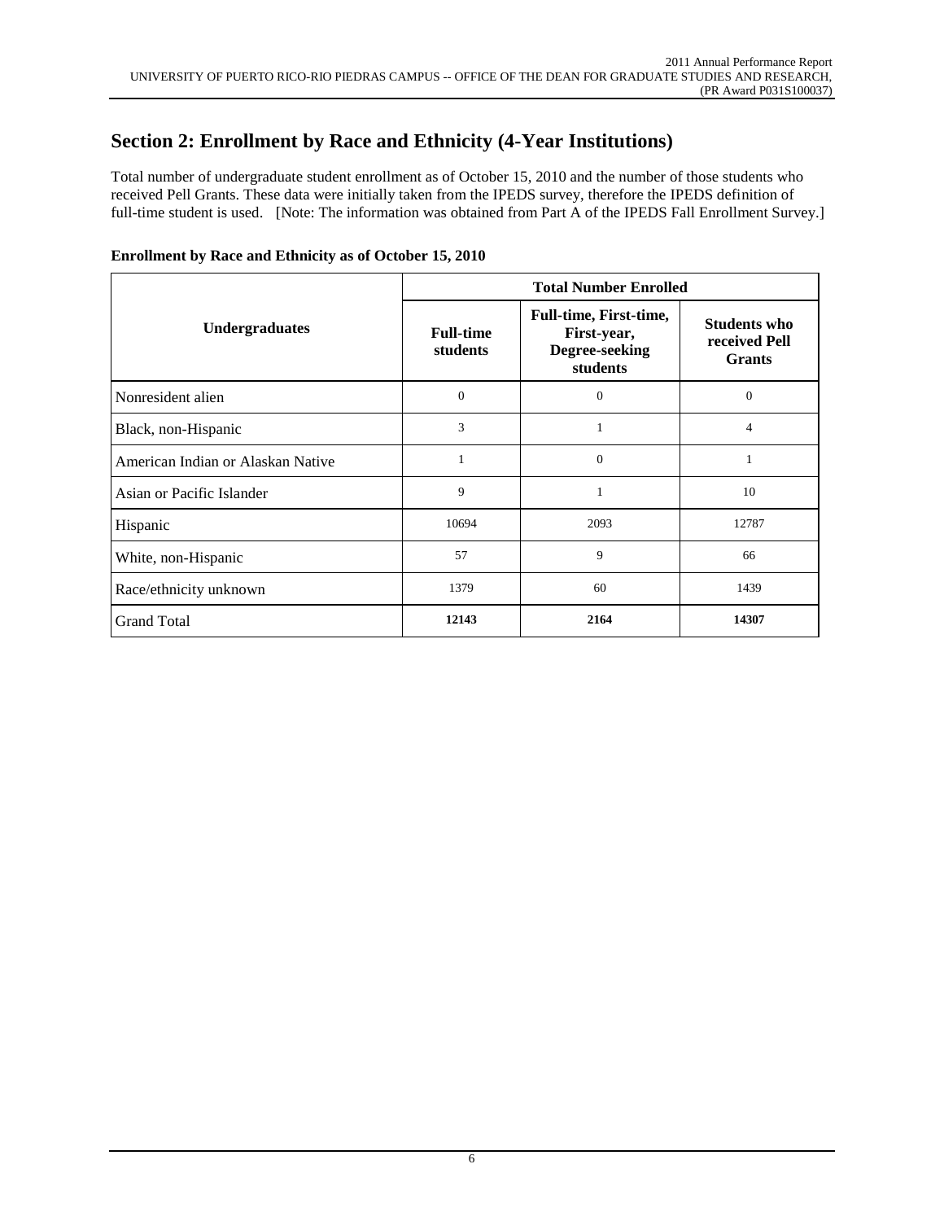## Section 2: Enrollment by Race and Ethnicity (4-Year Institutions)

Total number of undergraduate student enrollment as of October 15, 2010 and the number of those students who received Pell Grants. These data were initially taken from the IPEDS survey, therefore the IPEDS definition of full-time student is used. [Note: The information was obtained from Part A of the IPEDS Fall Enrollment Survey.]

**Enrollment by Race and Ethnicity as of October 15, 2010**

| Undergraduates | Total Number Enrolled | | |
|---|---|---|---|
| | **Full-time students** | **Full-time, First-time, First-year, Degree-seeking students** | **Students who received Pell Grants** |
| Nonresident alien | 0 | 0 | 0 |
| Black, non-Hispanic | 3 | 1 | 4 |
| American Indian or Alaskan Native | 1 | 0 | 1 |
| Asian or Pacific Islander | 9 | 1 | 10 |
| Hispanic | 10694 | 2093 | 12787 |
| White, non-Hispanic | 57 | 9 | 66 |
| Race/ethnicity unknown | 1379 | 60 | 1439 |
| Grand Total | **12143** | **2164** | **14307** |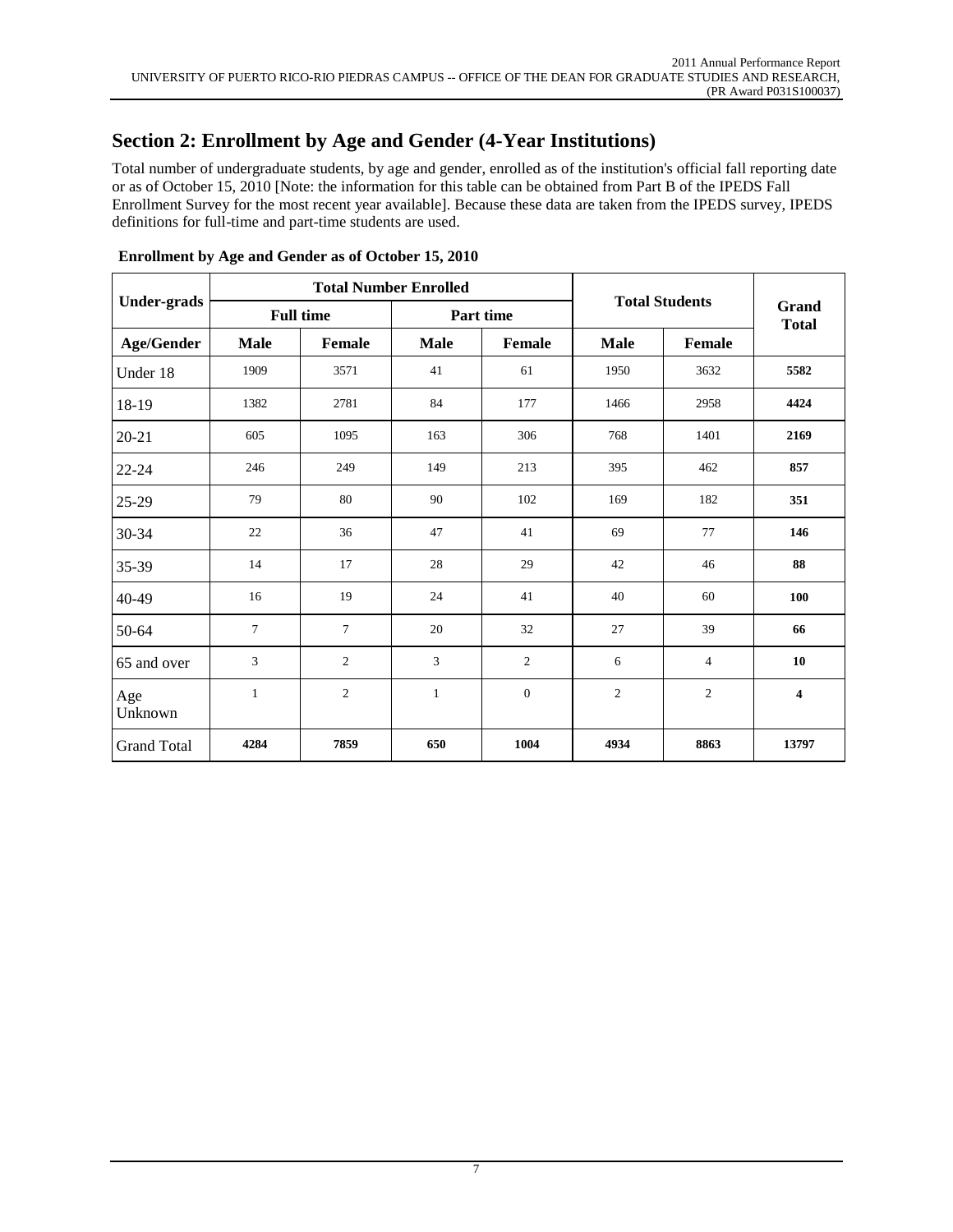## Section 2: Enrollment by Age and Gender (4-Year Institutions)

Total number of undergraduate students, by age and gender, enrolled as of the institution's official fall reporting date or as of October 15, 2010 [Note: the information for this table can be obtained from Part B of the IPEDS Fall Enrollment Survey for the most recent year available]. Because these data are taken from the IPEDS survey, IPEDS definitions for full-time and part-time students are used.

**Enrollment by Age and Gender as of October 15, 2010**

| Under-grads | Total Number Enrolled | | | | Total Students | | Grand Total |
|---|---|---|---|---|---|---|---|
| | Full time | | Part time | | | | |
| Age/Gender | Male | Female | Male | Female | Male | Female | |
| Under 18 | 1909 | 3571 | 41 | 61 | 1950 | 3632 | **5582** |
| 18-19 | 1382 | 2781 | 84 | 177 | 1466 | 2958 | **4424** |
| 20-21 | 605 | 1095 | 163 | 306 | 768 | 1401 | **2169** |
| 22-24 | 246 | 249 | 149 | 213 | 395 | 462 | **857** |
| 25-29 | 79 | 80 | 90 | 102 | 169 | 182 | **351** |
| 30-34 | 22 | 36 | 47 | 41 | 69 | 77 | **146** |
| 35-39 | 14 | 17 | 28 | 29 | 42 | 46 | **88** |
| 40-49 | 16 | 19 | 24 | 41 | 40 | 60 | **100** |
| 50-64 | 7 | 7 | 20 | 32 | 27 | 39 | **66** |
| 65 and over | 3 | 2 | 3 | 2 | 6 | 4 | **10** |
| Age Unknown | 1 | 2 | 1 | 0 | 2 | 2 | **4** |
| Grand Total | **4284** | **7859** | **650** | **1004** | **4934** | **8863** | **13797** |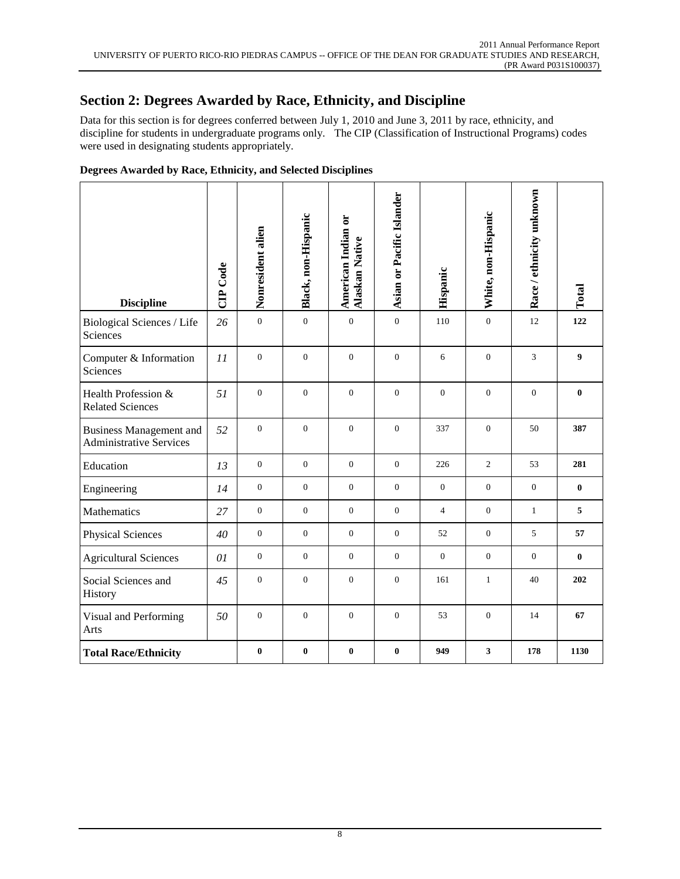## Section 2: Degrees Awarded by Race, Ethnicity, and Discipline

Data for this section is for degrees conferred between July 1, 2010 and June 3, 2011 by race, ethnicity, and discipline for students in undergraduate programs only. The CIP (Classification of Instructional Programs) codes were used in designating students appropriately.

**Degrees Awarded by Race, Ethnicity, and Selected Disciplines**

| Discipline | CIP Code | Nonresident alien | Black, non-Hispanic | American Indian or Alaskan Native | Asian or Pacific Islander | Hispanic | White, non-Hispanic | Race / ethnicity unknown | Total |
|---|---|---|---|---|---|---|---|---|---|
| Biological Sciences / Life Sciences | *26* | 0 | 0 | 0 | 0 | 110 | 0 | 12 | **122** |
| Computer & Information Sciences | *11* | 0 | 0 | 0 | 0 | 6 | 0 | 3 | **9** |
| Health Profession & Related Sciences | *51* | 0 | 0 | 0 | 0 | 0 | 0 | 0 | **0** |
| Business Management and Administrative Services | *52* | 0 | 0 | 0 | 0 | 337 | 0 | 50 | **387** |
| Education | *13* | 0 | 0 | 0 | 0 | 226 | 2 | 53 | **281** |
| Engineering | *14* | 0 | 0 | 0 | 0 | 0 | 0 | 0 | **0** |
| Mathematics | *27* | 0 | 0 | 0 | 0 | 4 | 0 | 1 | **5** |
| Physical Sciences | *40* | 0 | 0 | 0 | 0 | 52 | 0 | 5 | **57** |
| Agricultural Sciences | *01* | 0 | 0 | 0 | 0 | 0 | 0 | 0 | **0** |
| Social Sciences and History | *45* | 0 | 0 | 0 | 0 | 161 | 1 | 40 | **202** |
| Visual and Performing Arts | *50* | 0 | 0 | 0 | 0 | 53 | 0 | 14 | **67** |
| **Total Race/Ethnicity** | | **0** | **0** | **0** | **0** | **949** | **3** | **178** | **1130** |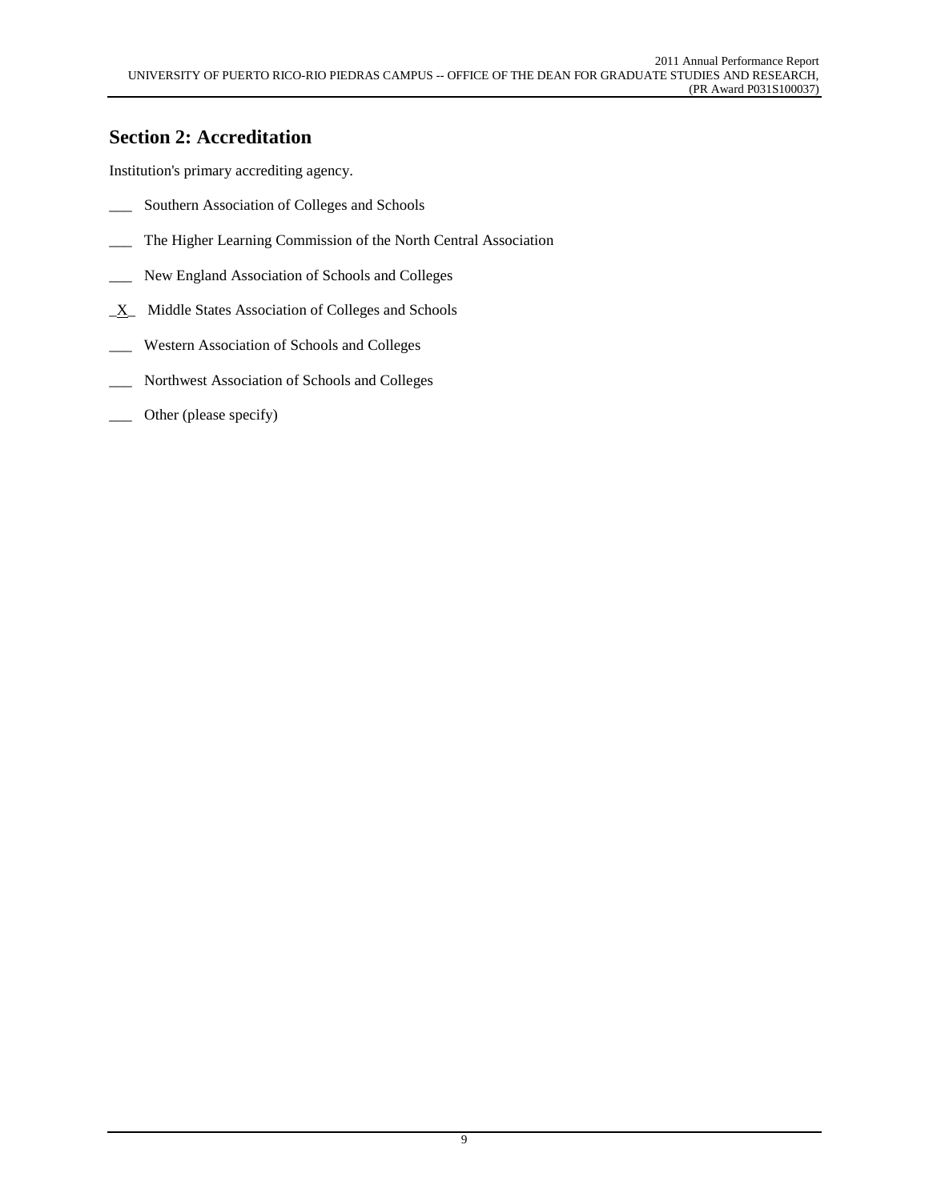## Section 2: Accreditation

Institution's primary accrediting agency.

___ Southern Association of Colleges and Schools

___ The Higher Learning Commission of the North Central Association

___ New England Association of Schools and Colleges

_X_ Middle States Association of Colleges and Schools

___ Western Association of Schools and Colleges

___ Northwest Association of Schools and Colleges

___ Other (please specify)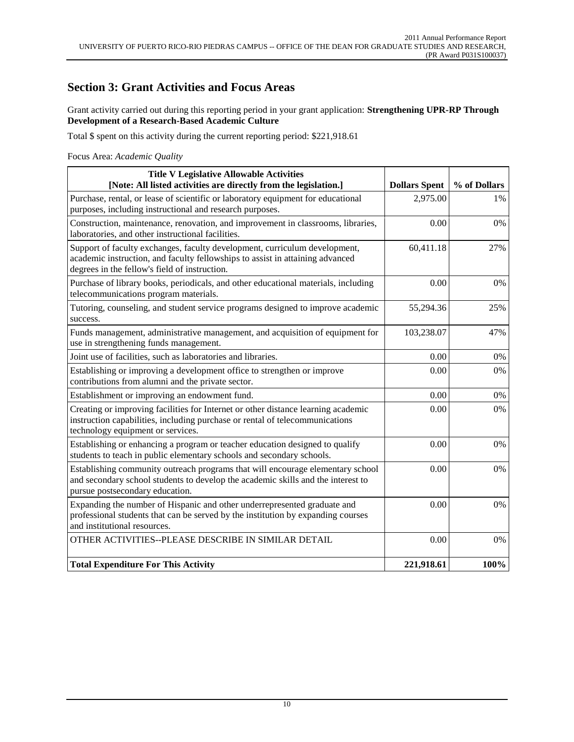## Section 3: Grant Activities and Focus Areas

Grant activity carried out during this reporting period in your grant application: **Strengthening UPR-RP Through Development of a Research-Based Academic Culture**

Total $ spent on this activity during the current reporting period: $221,918.61

Focus Area: *Academic Quality*

| **Title V Legislative Allowable Activities [Note: All listed activities are directly from the legislation.]** | **Dollars Spent** | **% of Dollars** |
|---|---|---|
| Purchase, rental, or lease of scientific or laboratory equipment for educational purposes, including instructional and research purposes. | 2,975.00 | 1% |
| Construction, maintenance, renovation, and improvement in classrooms, libraries, laboratories, and other instructional facilities. | 0.00 | 0% |
| Support of faculty exchanges, faculty development, curriculum development, academic instruction, and faculty fellowships to assist in attaining advanced degrees in the fellow's field of instruction. | 60,411.18 | 27% |
| Purchase of library books, periodicals, and other educational materials, including telecommunications program materials. | 0.00 | 0% |
| Tutoring, counseling, and student service programs designed to improve academic success. | 55,294.36 | 25% |
| Funds management, administrative management, and acquisition of equipment for use in strengthening funds management. | 103,238.07 | 47% |
| Joint use of facilities, such as laboratories and libraries. | 0.00 | 0% |
| Establishing or improving a development office to strengthen or improve contributions from alumni and the private sector. | 0.00 | 0% |
| Establishment or improving an endowment fund. | 0.00 | 0% |
| Creating or improving facilities for Internet or other distance learning academic instruction capabilities, including purchase or rental of telecommunications technology equipment or services. | 0.00 | 0% |
| Establishing or enhancing a program or teacher education designed to qualify students to teach in public elementary schools and secondary schools. | 0.00 | 0% |
| Establishing community outreach programs that will encourage elementary school and secondary school students to develop the academic skills and the interest to pursue postsecondary education. | 0.00 | 0% |
| Expanding the number of Hispanic and other underrepresented graduate and professional students that can be served by the institution by expanding courses and institutional resources. | 0.00 | 0% |
| OTHER ACTIVITIES--PLEASE DESCRIBE IN SIMILAR DETAIL | 0.00 | 0% |
| **Total Expenditure For This Activity** | **221,918.61** | **100%** |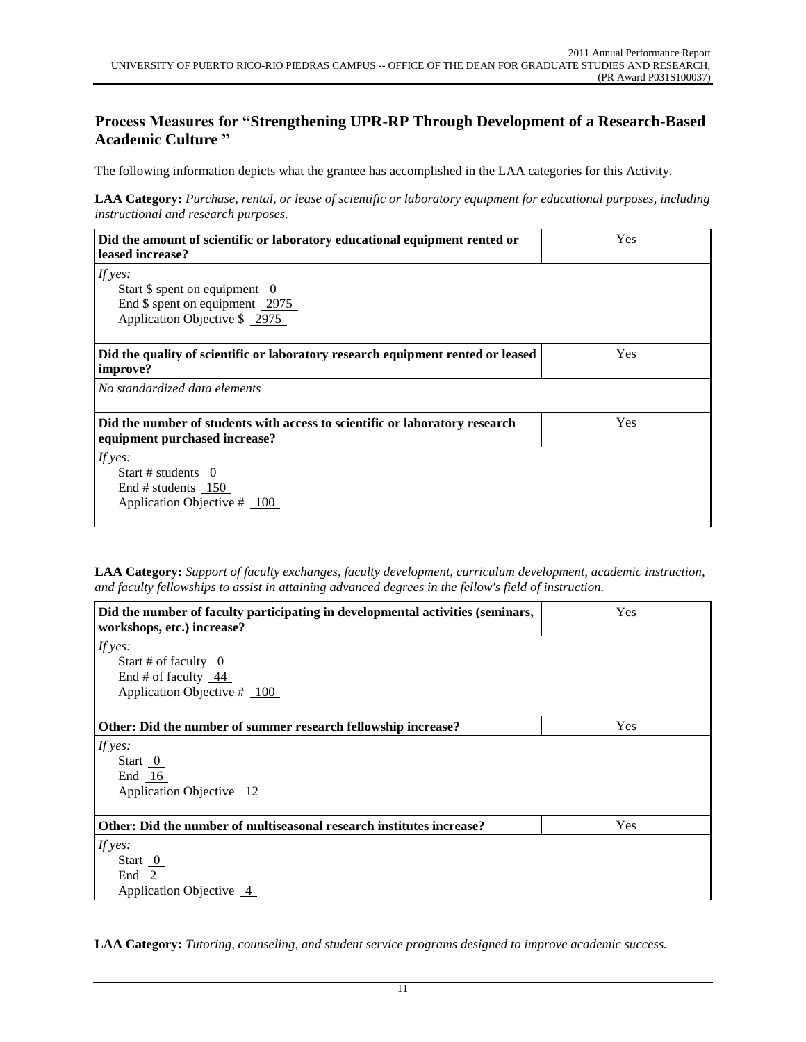## Process Measures for "Strengthening UPR-RP Through Development of a Research-Based Academic Culture "

The following information depicts what the grantee has accomplished in the LAA categories for this Activity.

**LAA Category:** *Purchase, rental, or lease of scientific or laboratory equipment for educational purposes, including instructional and research purposes.*

| **Did the amount of scientific or laboratory educational equipment rented or leased increase?** | Yes |
|---|---|
| *If yes:*<br>Start $ spent on equipment 0<br>End $ spent on equipment 2975<br>Application Objective $ 2975 | |
| **Did the quality of scientific or laboratory research equipment rented or leased improve?** | Yes |
| *No standardized data elements* | |
| **Did the number of students with access to scientific or laboratory research equipment purchased increase?** | Yes |
| *If yes:*<br>Start # students 0<br>End # students 150<br>Application Objective # 100 | |

**LAA Category:** *Support of faculty exchanges, faculty development, curriculum development, academic instruction, and faculty fellowships to assist in attaining advanced degrees in the fellow's field of instruction.*

| **Did the number of faculty participating in developmental activities (seminars, workshops, etc.) increase?** | Yes |
|---|---|
| *If yes:*<br>Start # of faculty 0<br>End # of faculty 44<br>Application Objective # 100 | |
| **Other: Did the number of summer research fellowship increase?** | Yes |
| *If yes:*<br>Start 0<br>End 16<br>Application Objective 12 | |
| **Other: Did the number of multiseasonal research institutes increase?** | Yes |
| *If yes:*<br>Start 0<br>End 2<br>Application Objective 4 | |

**LAA Category:** *Tutoring, counseling, and student service programs designed to improve academic success.*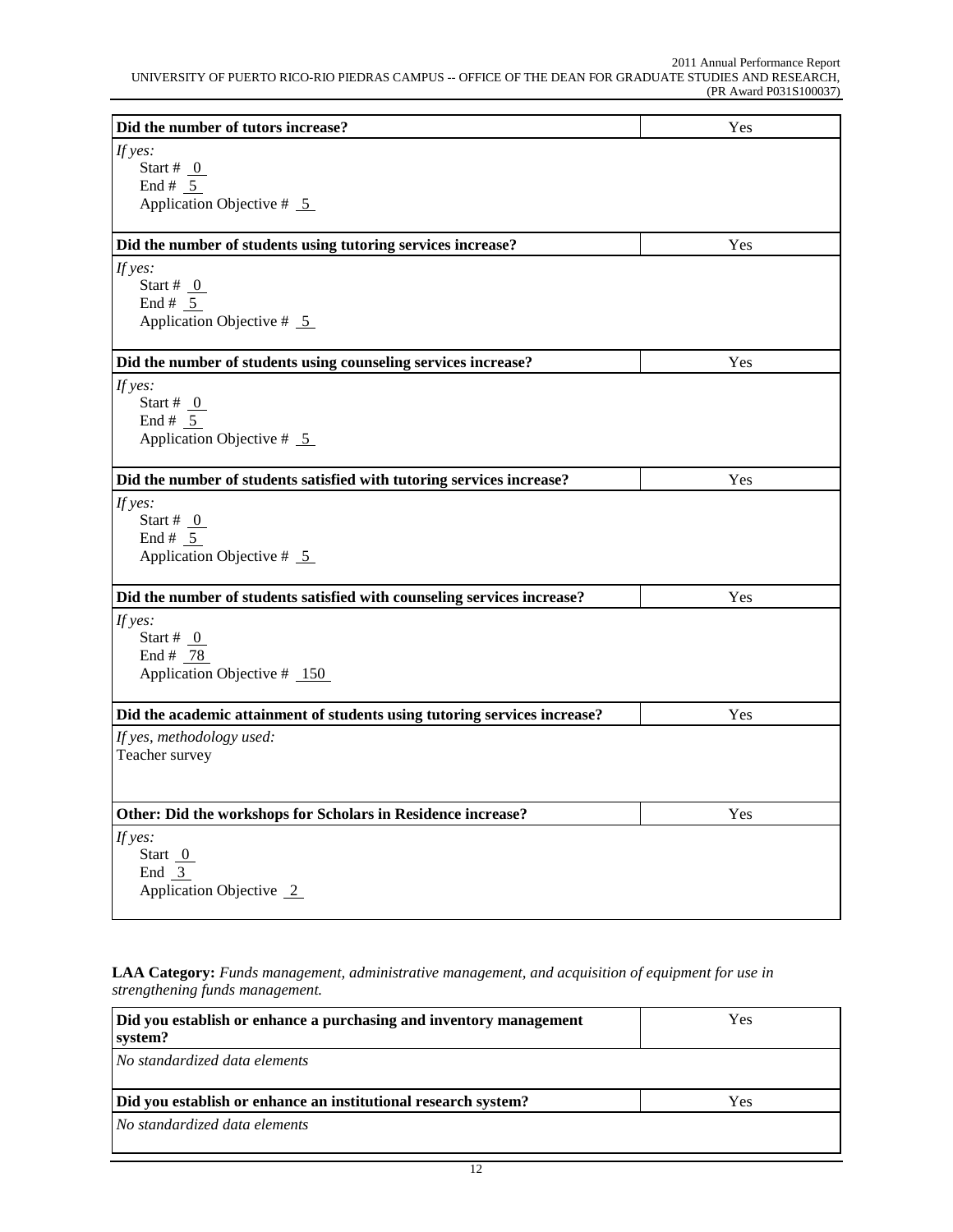| Did the number of tutors increase? | Yes |
|---|---|
| *If yes:*<br>Start # 0<br>End # 5<br>Application Objective # 5 | |

| Did the number of students using tutoring services increase? | Yes |
|---|---|
| *If yes:*<br>Start # 0<br>End # 5<br>Application Objective # 5 | |

| Did the number of students using counseling services increase? | Yes |
|---|---|
| *If yes:*<br>Start # 0<br>End # 5<br>Application Objective # 5 | |

| Did the number of students satisfied with tutoring services increase? | Yes |
|---|---|
| *If yes:*<br>Start # 0<br>End # 5<br>Application Objective # 5 | |

| Did the number of students satisfied with counseling services increase? | Yes |
|---|---|
| *If yes:*<br>Start # 0<br>End # 78<br>Application Objective # 150 | |

| Did the academic attainment of students using tutoring services increase? | Yes |
|---|---|
| *If yes, methodology used:*<br>Teacher survey | |

| Other: Did the workshops for Scholars in Residence increase? | Yes |
|---|---|
| *If yes:*<br>Start 0<br>End 3<br>Application Objective 2 | |

**LAA Category:** *Funds management, administrative management, and acquisition of equipment for use in strengthening funds management.*

| Did you establish or enhance a purchasing and inventory management system? | Yes |
|---|---|
| *No standardized data elements* | |

| Did you establish or enhance an institutional research system? | Yes |
|---|---|
| *No standardized data elements* | |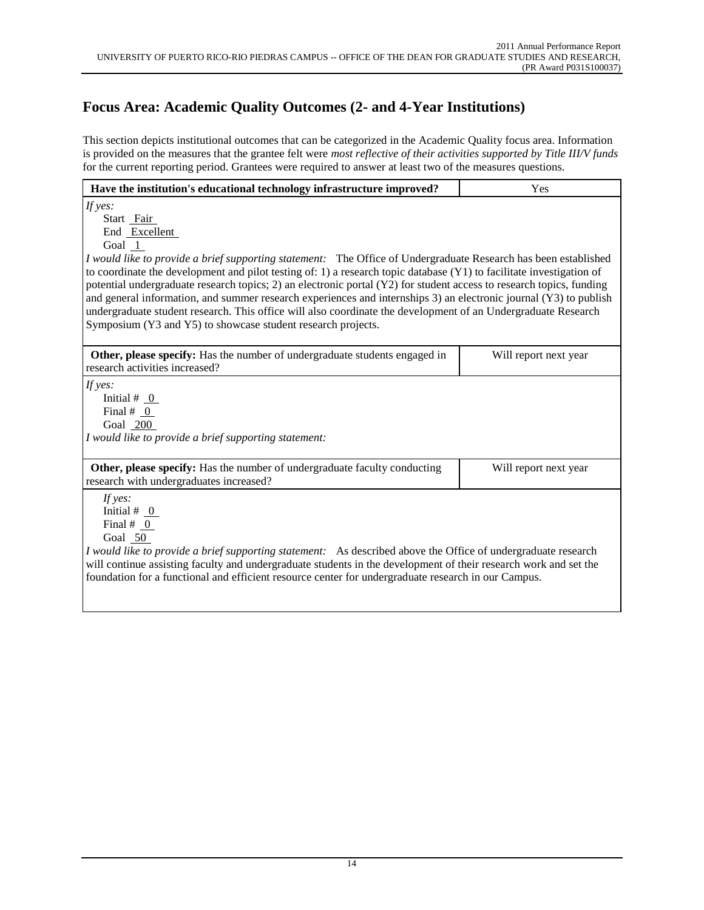## Focus Area: Academic Quality Outcomes (2- and 4-Year Institutions)

This section depicts institutional outcomes that can be categorized in the Academic Quality focus area. Information is provided on the measures that the grantee felt were *most reflective of their activities supported by Title III/V funds* for the current reporting period. Grantees were required to answer at least two of the measures questions.

| **Have the institution's educational technology infrastructure improved?** | Yes |
|---|---|

*If yes:*

Start Fair
End Excellent
Goal 1

*I would like to provide a brief supporting statement:* The Office of Undergraduate Research has been established to coordinate the development and pilot testing of: 1) a research topic database (Y1) to facilitate investigation of potential undergraduate research topics; 2) an electronic portal (Y2) for student access to research topics, funding and general information, and summer research experiences and internships 3) an electronic journal (Y3) to publish undergraduate student research. This office will also coordinate the development of an Undergraduate Research Symposium (Y3 and Y5) to showcase student research projects.

| **Other, please specify:** Has the number of undergraduate students engaged in research activities increased? | Will report next year |
|---|---|

*If yes:*

Initial # 0
Final # 0
Goal 200

*I would like to provide a brief supporting statement:*

| **Other, please specify:** Has the number of undergraduate faculty conducting research with undergraduates increased? | Will report next year |
|---|---|

*If yes:*

Initial # 0
Final # 0
Goal 50

*I would like to provide a brief supporting statement:* As described above the Office of undergraduate research will continue assisting faculty and undergraduate students in the development of their research work and set the foundation for a functional and efficient resource center for undergraduate research in our Campus.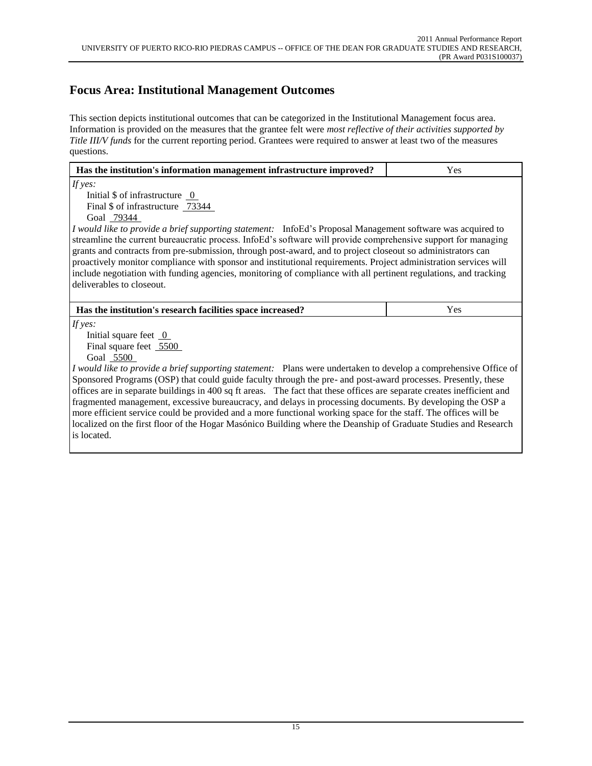## Focus Area: Institutional Management Outcomes

This section depicts institutional outcomes that can be categorized in the Institutional Management focus area. Information is provided on the measures that the grantee felt were *most reflective of their activities supported by Title III/V funds* for the current reporting period. Grantees were required to answer at least two of the measures questions.

| **Has the institution's information management infrastructure improved?** | Yes |
|---|---|

*If yes:*

Initial $ of infrastructure 0

Final $ of infrastructure 73344

Goal 79344

*I would like to provide a brief supporting statement:* InfoEd's Proposal Management software was acquired to streamline the current bureaucratic process. InfoEd's software will provide comprehensive support for managing grants and contracts from pre-submission, through post-award, and to project closeout so administrators can proactively monitor compliance with sponsor and institutional requirements. Project administration services will include negotiation with funding agencies, monitoring of compliance with all pertinent regulations, and tracking deliverables to closeout.

| **Has the institution's research facilities space increased?** | Yes |
|---|---|

*If yes:*

Initial square feet 0

Final square feet 5500

Goal 5500

*I would like to provide a brief supporting statement:* Plans were undertaken to develop a comprehensive Office of Sponsored Programs (OSP) that could guide faculty through the pre- and post-award processes. Presently, these offices are in separate buildings in 400 sq ft areas. The fact that these offices are separate creates inefficient and fragmented management, excessive bureaucracy, and delays in processing documents. By developing the OSP a more efficient service could be provided and a more functional working space for the staff. The offices will be localized on the first floor of the Hogar Masónico Building where the Deanship of Graduate Studies and Research is located.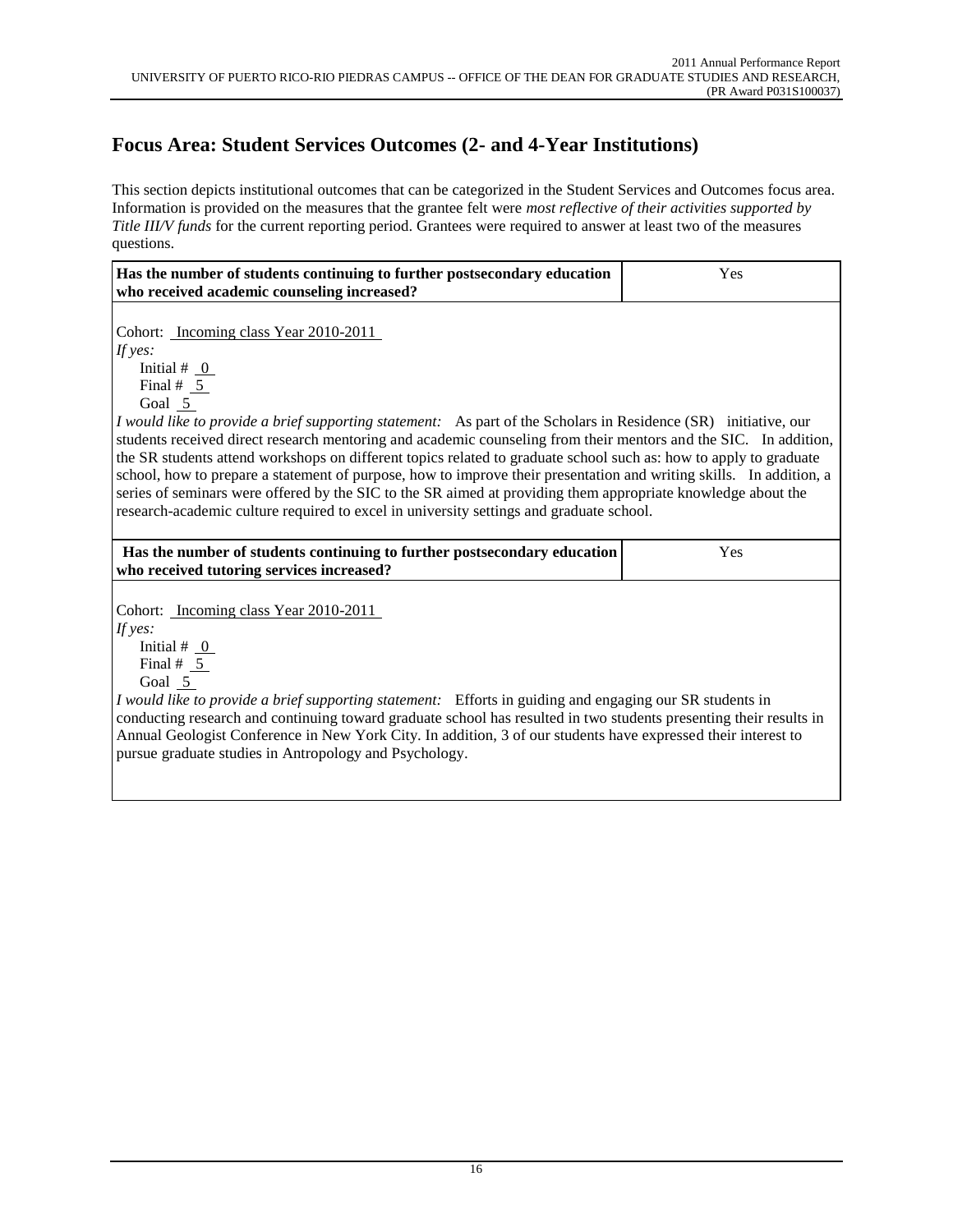## Focus Area: Student Services Outcomes (2- and 4-Year Institutions)

This section depicts institutional outcomes that can be categorized in the Student Services and Outcomes focus area. Information is provided on the measures that the grantee felt were *most reflective of their activities supported by Title III/V funds* for the current reporting period. Grantees were required to answer at least two of the measures questions.

| **Has the number of students continuing to further postsecondary education who received academic counseling increased?** | Yes |
|---|---|

Cohort: Incoming class Year 2010-2011

*If yes:*

Initial # 0

Final # 5

Goal 5

*I would like to provide a brief supporting statement:* As part of the Scholars in Residence (SR) initiative, our students received direct research mentoring and academic counseling from their mentors and the SIC. In addition, the SR students attend workshops on different topics related to graduate school such as: how to apply to graduate school, how to prepare a statement of purpose, how to improve their presentation and writing skills. In addition, a series of seminars were offered by the SIC to the SR aimed at providing them appropriate knowledge about the research-academic culture required to excel in university settings and graduate school.

| **Has the number of students continuing to further postsecondary education who received tutoring services increased?** | Yes |
|---|---|

Cohort: Incoming class Year 2010-2011

*If yes:*

Initial # 0

Final # 5

Goal 5

*I would like to provide a brief supporting statement:* Efforts in guiding and engaging our SR students in conducting research and continuing toward graduate school has resulted in two students presenting their results in Annual Geologist Conference in New York City. In addition, 3 of our students have expressed their interest to pursue graduate studies in Antropology and Psychology.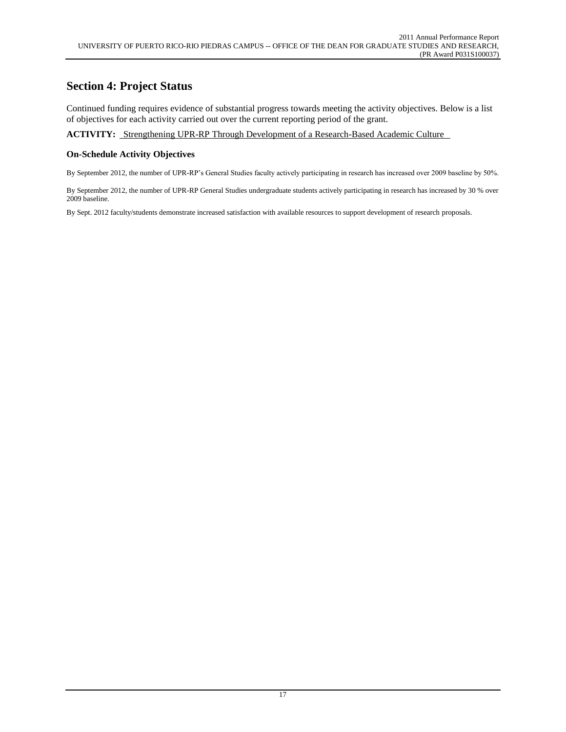## Section 4: Project Status

Continued funding requires evidence of substantial progress towards meeting the activity objectives. Below is a list of objectives for each activity carried out over the current reporting period of the grant.

**ACTIVITY:** Strengthening UPR-RP Through Development of a Research-Based Academic Culture

### On-Schedule Activity Objectives

By September 2012, the number of UPR-RP's General Studies faculty actively participating in research has increased over 2009 baseline by 50%.

By September 2012, the number of UPR-RP General Studies undergraduate students actively participating in research has increased by 30 % over 2009 baseline.

By Sept. 2012 faculty/students demonstrate increased satisfaction with available resources to support development of research proposals.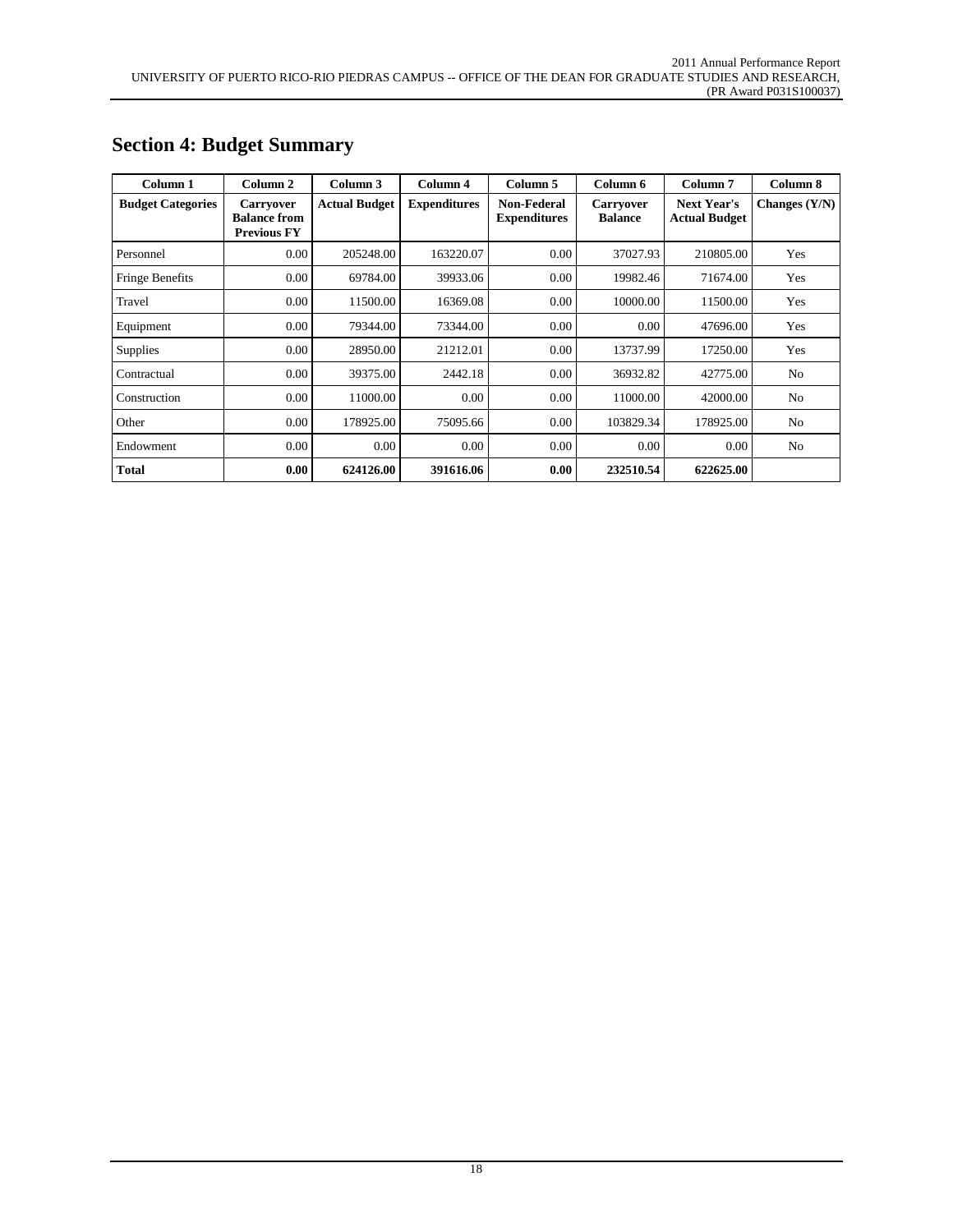## Section 4: Budget Summary

| Column 1 | Column 2 | Column 3 | Column 4 | Column 5 | Column 6 | Column 7 | Column 8 |
|---|---|---|---|---|---|---|---|
| **Budget Categories** | **Carryover Balance from Previous FY** | **Actual Budget** | **Expenditures** | **Non-Federal Expenditures** | **Carryover Balance** | **Next Year's Actual Budget** | **Changes (Y/N)** |
| Personnel | 0.00 | 205248.00 | 163220.07 | 0.00 | 37027.93 | 210805.00 | Yes |
| Fringe Benefits | 0.00 | 69784.00 | 39933.06 | 0.00 | 19982.46 | 71674.00 | Yes |
| Travel | 0.00 | 11500.00 | 16369.08 | 0.00 | 10000.00 | 11500.00 | Yes |
| Equipment | 0.00 | 79344.00 | 73344.00 | 0.00 | 0.00 | 47696.00 | Yes |
| Supplies | 0.00 | 28950.00 | 21212.01 | 0.00 | 13737.99 | 17250.00 | Yes |
| Contractual | 0.00 | 39375.00 | 2442.18 | 0.00 | 36932.82 | 42775.00 | No |
| Construction | 0.00 | 11000.00 | 0.00 | 0.00 | 11000.00 | 42000.00 | No |
| Other | 0.00 | 178925.00 | 75095.66 | 0.00 | 103829.34 | 178925.00 | No |
| Endowment | 0.00 | 0.00 | 0.00 | 0.00 | 0.00 | 0.00 | No |
| **Total** | **0.00** | **624126.00** | **391616.06** | **0.00** | **232510.54** | **622625.00** | |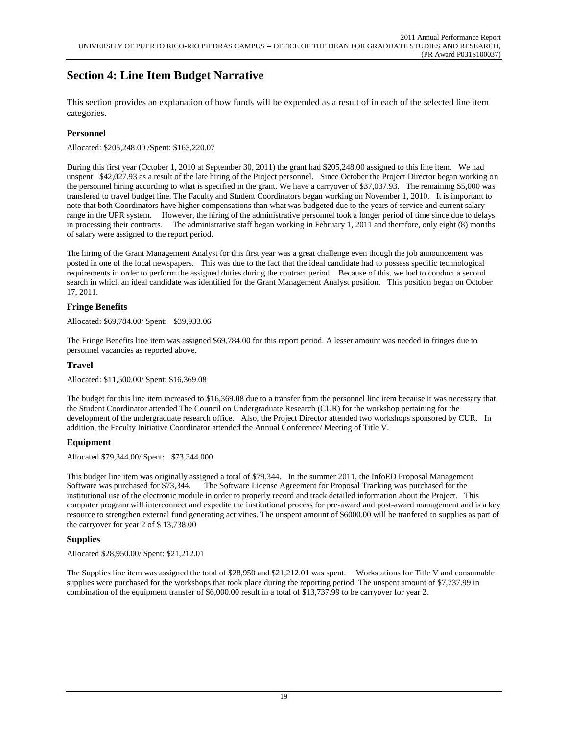## Section 4: Line Item Budget Narrative

This section provides an explanation of how funds will be expended as a result of in each of the selected line item categories.

### Personnel

Allocated: $205,248.00 /Spent: $163,220.07

During this first year (October 1, 2010 at September 30, 2011) the grant had $205,248.00 assigned to this line item. We had unspent $42,027.93 as a result of the late hiring of the Project personnel. Since October the Project Director began working on the personnel hiring according to what is specified in the grant. We have a carryover of $37,037.93. The remaining $5,000 was transfered to travel budget line. The Faculty and Student Coordinators began working on November 1, 2010. It is important to note that both Coordinators have higher compensations than what was budgeted due to the years of service and current salary range in the UPR system. However, the hiring of the administrative personnel took a longer period of time since due to delays in processing their contracts. The administrative staff began working in February 1, 2011 and therefore, only eight (8) months of salary were assigned to the report period.

The hiring of the Grant Management Analyst for this first year was a great challenge even though the job announcement was posted in one of the local newspapers. This was due to the fact that the ideal candidate had to possess specific technological requirements in order to perform the assigned duties during the contract period. Because of this, we had to conduct a second search in which an ideal candidate was identified for the Grant Management Analyst position. This position began on October 17, 2011.

### Fringe Benefits

Allocated: $69,784.00/ Spent: $39,933.06

The Fringe Benefits line item was assigned $69,784.00 for this report period. A lesser amount was needed in fringes due to personnel vacancies as reported above.

### Travel

Allocated: $11,500.00/ Spent: $16,369.08

The budget for this line item increased to $16,369.08 due to a transfer from the personnel line item because it was necessary that the Student Coordinator attended The Council on Undergraduate Research (CUR) for the workshop pertaining for the development of the undergraduate research office. Also, the Project Director attended two workshops sponsored by CUR. In addition, the Faculty Initiative Coordinator attended the Annual Conference/ Meeting of Title V.

### Equipment

Allocated $79,344.00/ Spent: $73,344.000

This budget line item was originally assigned a total of $79,344. In the summer 2011, the InfoED Proposal Management Software was purchased for $73,344. The Software License Agreement for Proposal Tracking was purchased for the institutional use of the electronic module in order to properly record and track detailed information about the Project. This computer program will interconnect and expedite the institutional process for pre-award and post-award management and is a key resource to strengthen external fund generating activities. The unspent amount of $6000.00 will be tranfered to supplies as part of the carryover for year 2 of $ 13,738.00

### Supplies

Allocated $28,950.00/ Spent: $21,212.01

The Supplies line item was assigned the total of $28,950 and $21,212.01 was spent. Workstations for Title V and consumable supplies were purchased for the workshops that took place during the reporting period. The unspent amount of $7,737.99 in combination of the equipment transfer of $6,000.00 result in a total of $13,737.99 to be carryover for year 2.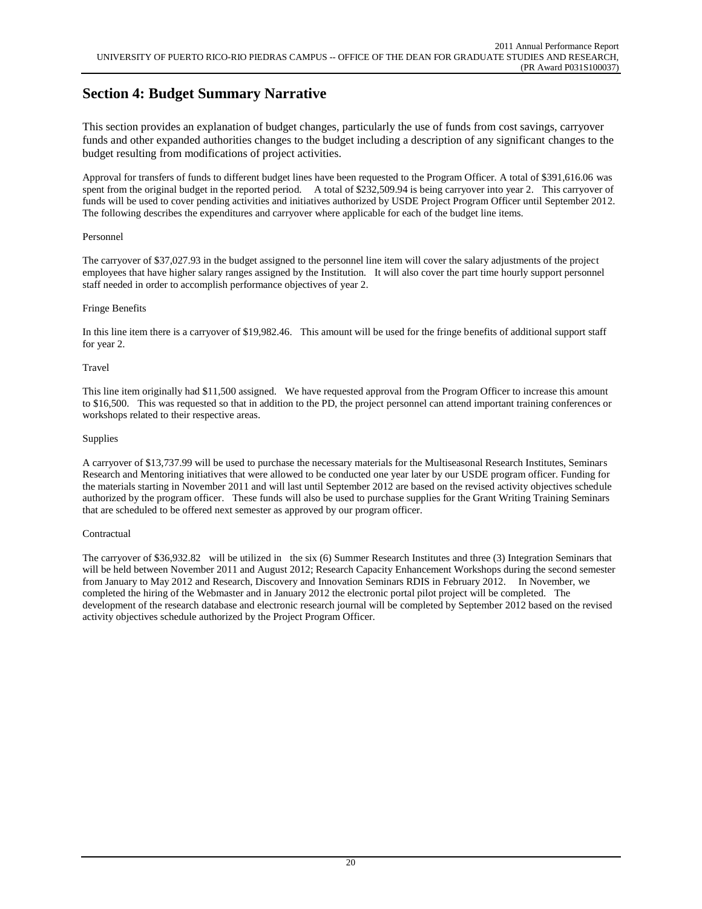# Section 4: Budget Summary Narrative

This section provides an explanation of budget changes, particularly the use of funds from cost savings, carryover funds and other expanded authorities changes to the budget including a description of any significant changes to the budget resulting from modifications of project activities.

Approval for transfers of funds to different budget lines have been requested to the Program Officer. A total of $391,616.06 was spent from the original budget in the reported period. A total of $232,509.94 is being carryover into year 2. This carryover of funds will be used to cover pending activities and initiatives authorized by USDE Project Program Officer until September 2012. The following describes the expenditures and carryover where applicable for each of the budget line items.

Personnel

The carryover of $37,027.93 in the budget assigned to the personnel line item will cover the salary adjustments of the project employees that have higher salary ranges assigned by the Institution. It will also cover the part time hourly support personnel staff needed in order to accomplish performance objectives of year 2.

Fringe Benefits

In this line item there is a carryover of $19,982.46. This amount will be used for the fringe benefits of additional support staff for year 2.

Travel

This line item originally had $11,500 assigned. We have requested approval from the Program Officer to increase this amount to $16,500. This was requested so that in addition to the PD, the project personnel can attend important training conferences or workshops related to their respective areas.

Supplies

A carryover of $13,737.99 will be used to purchase the necessary materials for the Multiseasonal Research Institutes, Seminars Research and Mentoring initiatives that were allowed to be conducted one year later by our USDE program officer. Funding for the materials starting in November 2011 and will last until September 2012 are based on the revised activity objectives schedule authorized by the program officer. These funds will also be used to purchase supplies for the Grant Writing Training Seminars that are scheduled to be offered next semester as approved by our program officer.

Contractual

The carryover of $36,932.82 will be utilized in the six (6) Summer Research Institutes and three (3) Integration Seminars that will be held between November 2011 and August 2012; Research Capacity Enhancement Workshops during the second semester from January to May 2012 and Research, Discovery and Innovation Seminars RDIS in February 2012. In November, we completed the hiring of the Webmaster and in January 2012 the electronic portal pilot project will be completed. The development of the research database and electronic research journal will be completed by September 2012 based on the revised activity objectives schedule authorized by the Project Program Officer.